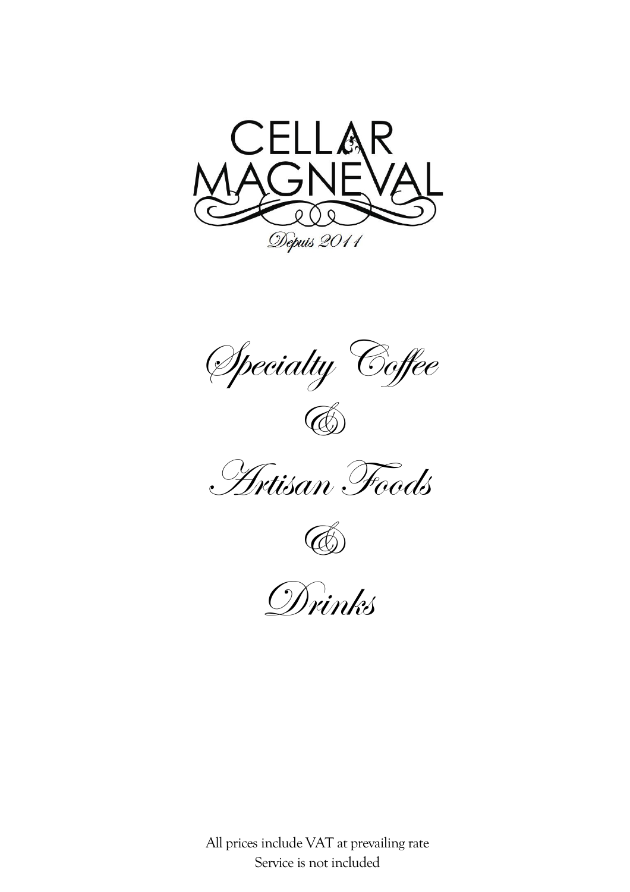# CELLAR MAGNEVAL

*Depuis 2011*

## *Specialty Coffee*

*&*

## *Artisan Foods*

*&*

## *Drinks*

All prices include VAT at prevailing rate
Service is not included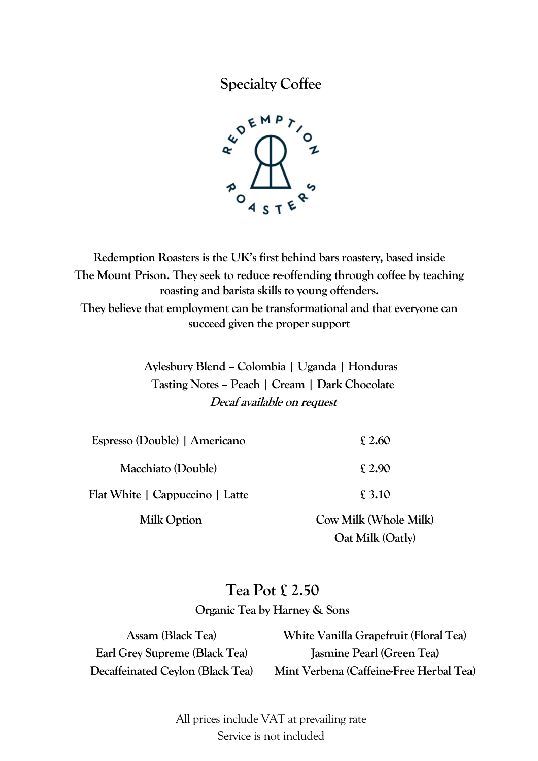# Specialty Coffee

**Redemption Roasters is the UK's first behind bars roastery, based inside The Mount Prison. They seek to reduce re-offending through coffee by teaching roasting and barista skills to young offenders.**
**They believe that employment can be transformational and that everyone can succeed given the proper support**

**Aylesbury Blend – Colombia | Uganda | Honduras**
**Tasting Notes – Peach | Cream | Dark Chocolate**
***Decaf available on request***

| | |
|---|---|
| **Espresso (Double) \| Americano** | **£ 2.60** |
| **Macchiato (Double)** | **£ 2.90** |
| **Flat White \| Cappuccino \| Latte** | **£ 3.10** |
| **Milk Option** | **Cow Milk (Whole Milk)**<br>**Oat Milk (Oatly)** |

## Tea Pot £ 2.50

**Organic Tea by Harney & Sons**

**Assam (Black Tea)**
**Earl Grey Supreme (Black Tea)**
**Decaffeinated Ceylon (Black Tea)**
**White Vanilla Grapefruit (Floral Tea)**
**Jasmine Pearl (Green Tea)**
**Mint Verbena (Caffeine-Free Herbal Tea)**

All prices include VAT at prevailing rate
Service is not included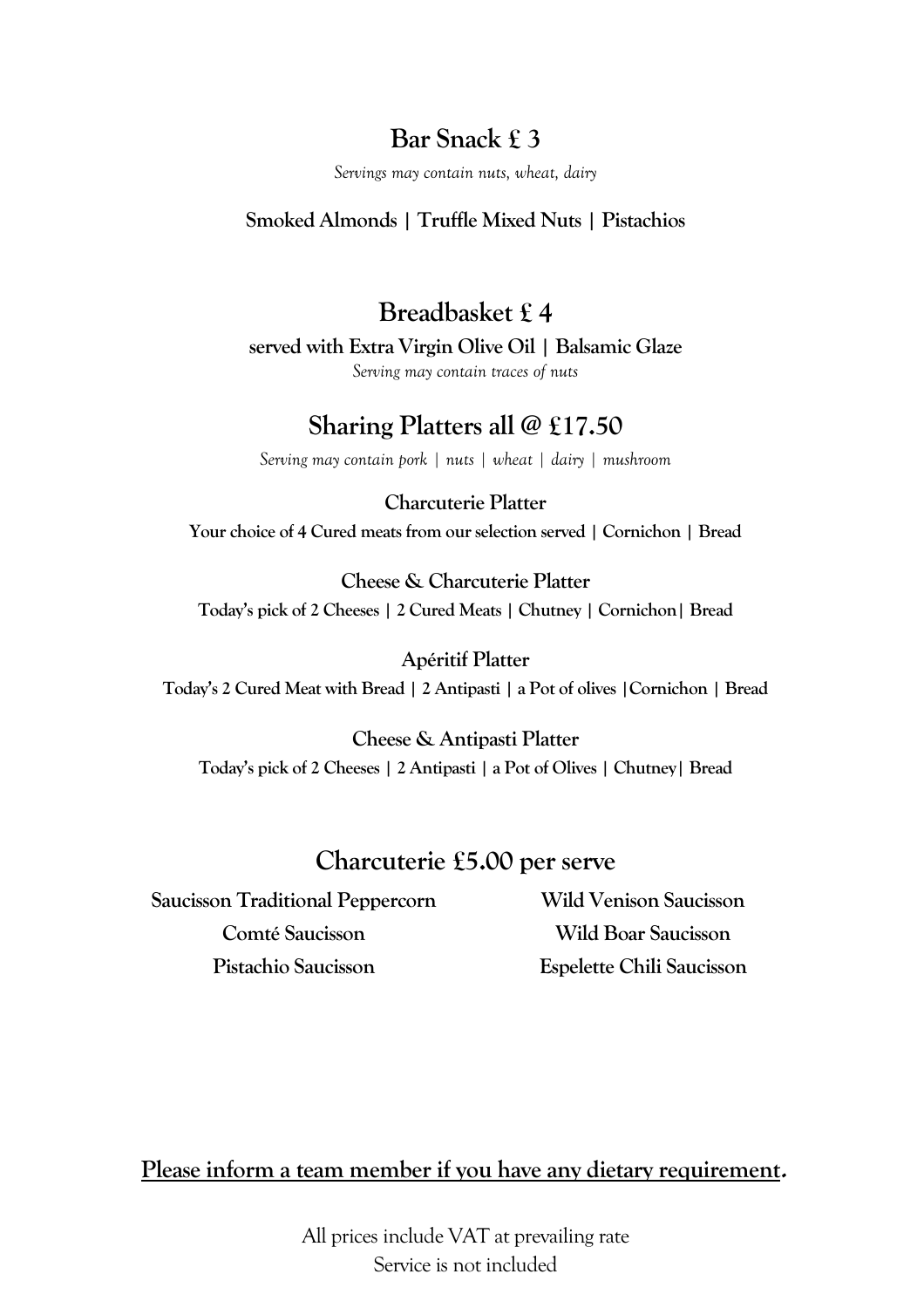## Bar Snack £ 3

*Servings may contain nuts, wheat, dairy*

**Smoked Almonds | Truffle Mixed Nuts | Pistachios**

## Breadbasket £ 4

**served with Extra Virgin Olive Oil | Balsamic Glaze**

*Serving may contain traces of nuts*

## Sharing Platters all @ £17.50

*Serving may contain pork | nuts | wheat | dairy | mushroom*

**Charcuterie Platter**

**Your choice of 4 Cured meats from our selection served | Cornichon | Bread**

**Cheese & Charcuterie Platter**

**Today's pick of 2 Cheeses | 2 Cured Meats | Chutney | Cornichon| Bread**

**Apéritif Platter**

**Today's 2 Cured Meat with Bread | 2 Antipasti | a Pot of olives |Cornichon | Bread**

**Cheese & Antipasti Platter**

**Today's pick of 2 Cheeses | 2 Antipasti | a Pot of Olives | Chutney| Bread**

## Charcuterie £5.00 per serve

**Saucisson Traditional Peppercorn**

**Comté Saucisson**

**Pistachio Saucisson**

**Wild Venison Saucisson**

**Wild Boar Saucisson**

**Espelette Chili Saucisson**

**Please inform a team member if you have any dietary requirement.**

All prices include VAT at prevailing rate

Service is not included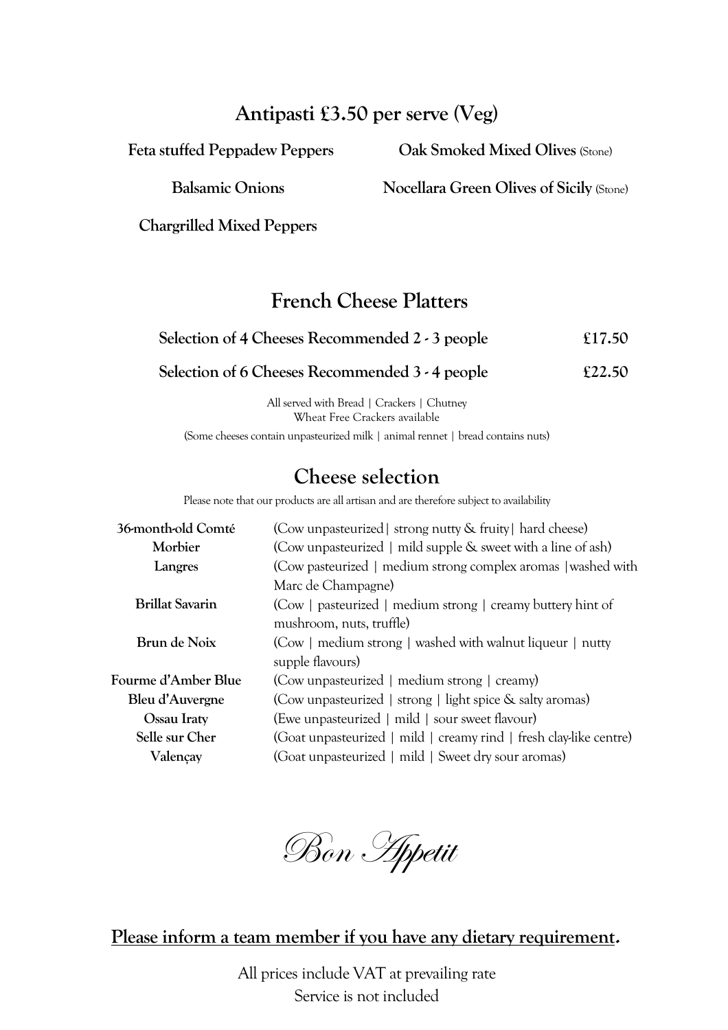## Antipasti £3.50 per serve (Veg)

**Feta stuffed Peppadew Peppers**

**Balsamic Onions**

**Chargrilled Mixed Peppers**

**Oak Smoked Mixed Olives** (Stone)

**Nocellara Green Olives of Sicily** (Stone)

## French Cheese Platters

| | |
|---|---|
| **Selection of 4 Cheeses Recommended 2 - 3 people** | **£17.50** |
| **Selection of 6 Cheeses Recommended 3 - 4 people** | **£22.50** |

All served with Bread | Crackers | Chutney
Wheat Free Crackers available
(Some cheeses contain unpasteurized milk | animal rennet | bread contains nuts)

## Cheese selection

Please note that our products are all artisan and are therefore subject to availability

| Cheese | Description |
|---|---|
| **36-month-old Comté** | (Cow unpasteurized| strong nutty & fruity| hard cheese) |
| **Morbier** | (Cow unpasteurized | mild supple & sweet with a line of ash) |
| **Langres** | (Cow pasteurized | medium strong complex aromas |washed with Marc de Champagne) |
| **Brillat Savarin** | (Cow | pasteurized | medium strong | creamy buttery hint of mushroom, nuts, truffle) |
| **Brun de Noix** | (Cow | medium strong | washed with walnut liqueur | nutty supple flavours) |
| **Fourme d'Amber Blue** | (Cow unpasteurized | medium strong | creamy) |
| **Bleu d'Auvergne** | (Cow unpasteurized | strong | light spice & salty aromas) |
| **Ossau Iraty** | (Ewe unpasteurized | mild | sour sweet flavour) |
| **Selle sur Cher** | (Goat unpasteurized | mild | creamy rind | fresh clay-like centre) |
| **Valençay** | (Goat unpasteurized | mild | Sweet dry sour aromas) |

*Bon Appetit*

**Please inform a team member if you have any dietary requirement.**

All prices include VAT at prevailing rate
Service is not included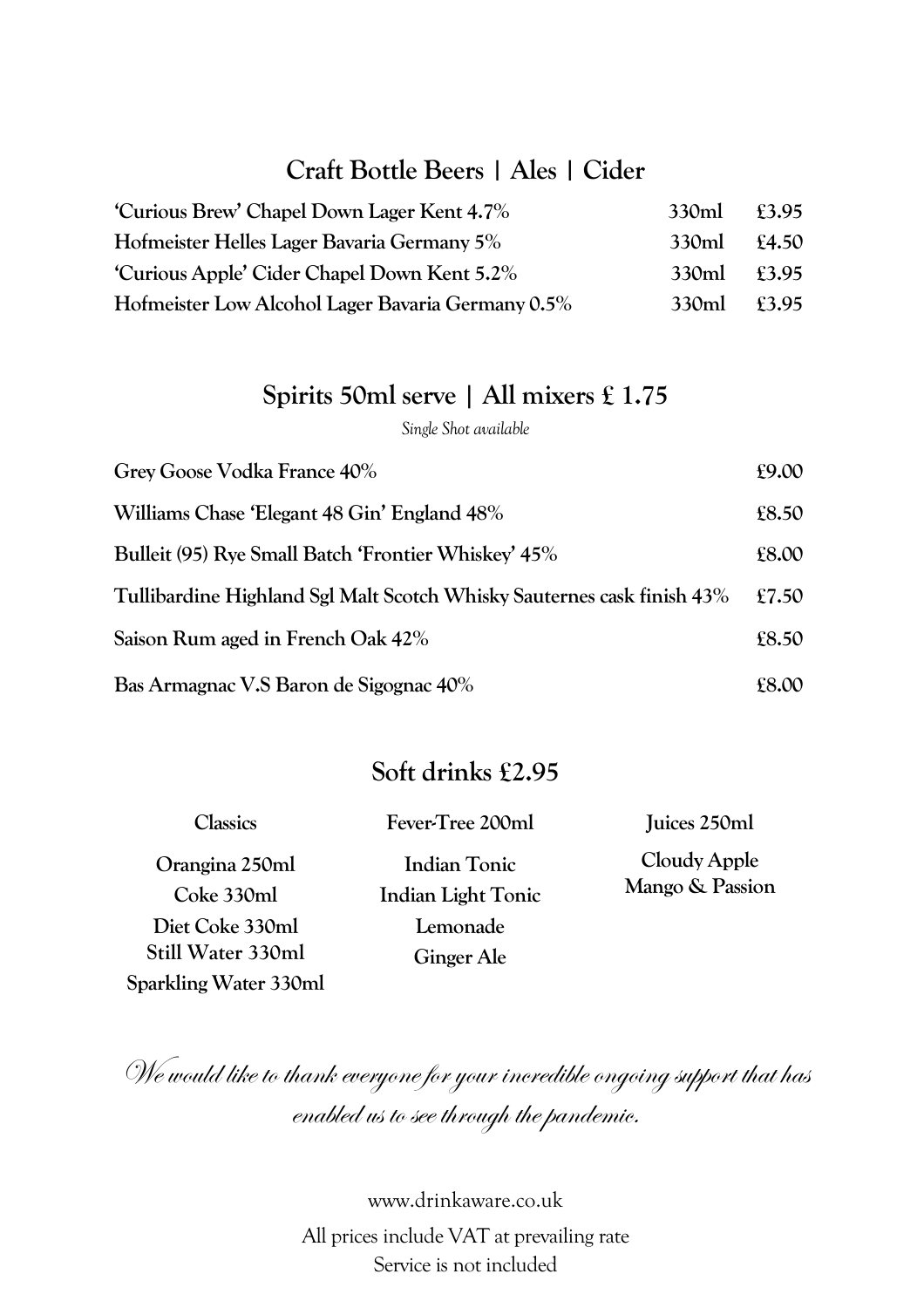## Craft Bottle Beers | Ales | Cider

| | | |
|---|---|---|
| **'Curious Brew' Chapel Down Lager Kent 4.7%** | **330ml** | **£3.95** |
| **Hofmeister Helles Lager Bavaria Germany 5%** | **330ml** | **£4.50** |
| **'Curious Apple' Cider Chapel Down Kent 5.2%** | **330ml** | **£3.95** |
| **Hofmeister Low Alcohol Lager Bavaria Germany 0.5%** | **330ml** | **£3.95** |

## Spirits 50ml serve | All mixers £ 1.75

*Single Shot available*

| | |
|---|---|
| **Grey Goose Vodka France 40%** | **£9.00** |
| **Williams Chase 'Elegant 48 Gin' England 48%** | **£8.50** |
| **Bulleit (95) Rye Small Batch 'Frontier Whiskey' 45%** | **£8.00** |
| **Tullibardine Highland Sgl Malt Scotch Whisky Sauternes cask finish 43%** | **£7.50** |
| **Saison Rum aged in French Oak 42%** | **£8.50** |
| **Bas Armagnac V.S Baron de Sigognac 40%** | **£8.00** |

## Soft drinks £2.95

**Classics**

**Orangina 250ml**
**Coke 330ml**
**Diet Coke 330ml**
**Still Water 330ml**
**Sparkling Water 330ml**

**Fever-Tree 200ml**

**Indian Tonic**
**Indian Light Tonic**
**Lemonade**
**Ginger Ale**

**Juices 250ml**

**Cloudy Apple**
**Mango & Passion**

*We would like to thank everyone for your incredible ongoing support that has enabled us to see through the pandemic.*

www.drinkaware.co.uk

All prices include VAT at prevailing rate

Service is not included